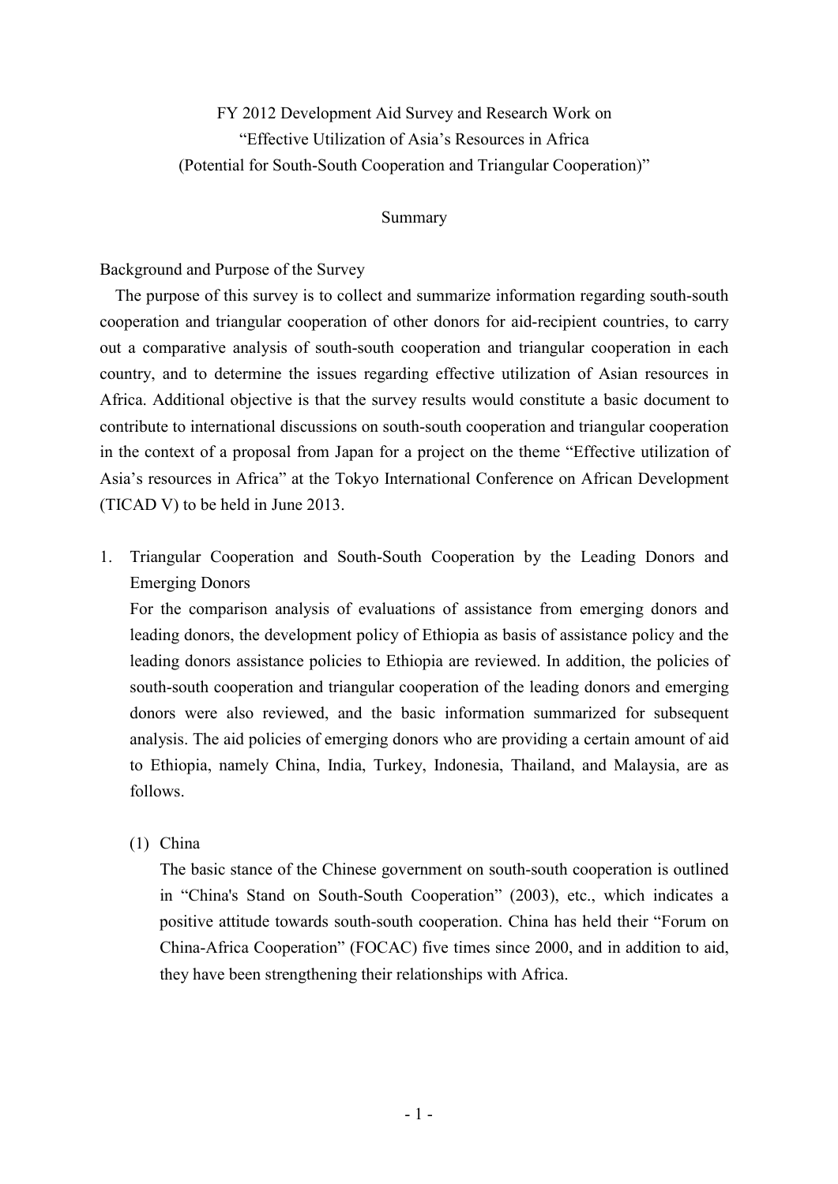# FY 2012 Development Aid Survey and Research Work on "Effective Utilization of Asia's Resources in Africa (Potential for South-South Cooperation and Triangular Cooperation)"

## Summary

### Background and Purpose of the Survey

The purpose of this survey is to collect and summarize information regarding south-south cooperation and triangular cooperation of other donors for aid-recipient countries, to carry out a comparative analysis of south-south cooperation and triangular cooperation in each country, and to determine the issues regarding effective utilization of Asian resources in Africa. Additional objective is that the survey results would constitute a basic document to contribute to international discussions on south-south cooperation and triangular cooperation in the context of a proposal from Japan for a project on the theme "Effective utilization of Asia's resources in Africa" at the Tokyo International Conference on African Development (TICAD V) to be held in June 2013.

1. Triangular Cooperation and South-South Cooperation by the Leading Donors and Emerging Donors

   For the comparison analysis of evaluations of assistance from emerging donors and leading donors, the development policy of Ethiopia as basis of assistance policy and the leading donors assistance policies to Ethiopia are reviewed. In addition, the policies of south-south cooperation and triangular cooperation of the leading donors and emerging donors were also reviewed, and the basic information summarized for subsequent analysis. The aid policies of emerging donors who are providing a certain amount of aid to Ethiopia, namely China, India, Turkey, Indonesia, Thailand, and Malaysia, are as follows.

   (1) China

   The basic stance of the Chinese government on south-south cooperation is outlined in "China's Stand on South-South Cooperation" (2003), etc., which indicates a positive attitude towards south-south cooperation. China has held their "Forum on China-Africa Cooperation" (FOCAC) five times since 2000, and in addition to aid, they have been strengthening their relationships with Africa.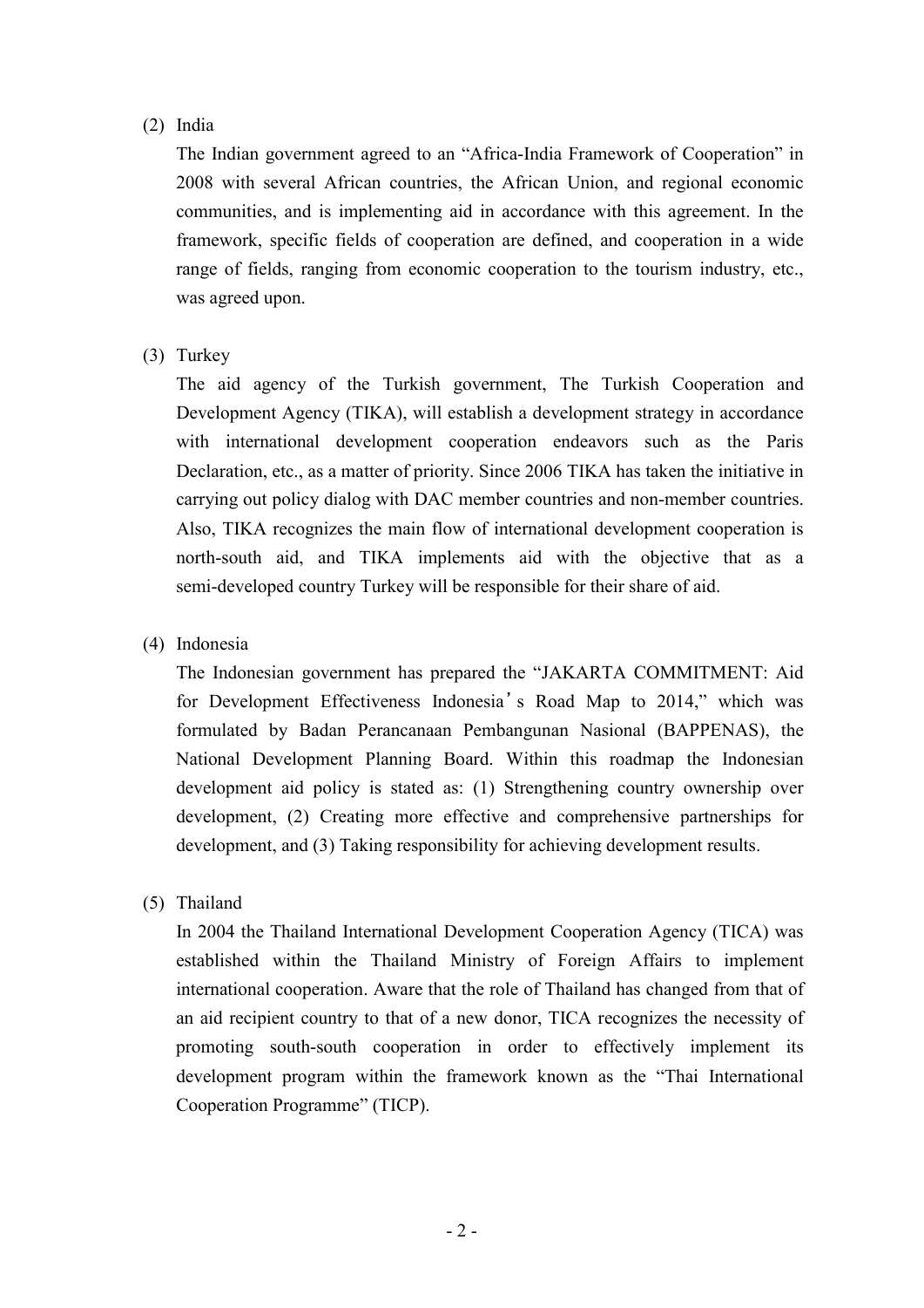(2) India

The Indian government agreed to an "Africa-India Framework of Cooperation" in 2008 with several African countries, the African Union, and regional economic communities, and is implementing aid in accordance with this agreement. In the framework, specific fields of cooperation are defined, and cooperation in a wide range of fields, ranging from economic cooperation to the tourism industry, etc., was agreed upon.

(3) Turkey

The aid agency of the Turkish government, The Turkish Cooperation and Development Agency (TIKA), will establish a development strategy in accordance with international development cooperation endeavors such as the Paris Declaration, etc., as a matter of priority. Since 2006 TIKA has taken the initiative in carrying out policy dialog with DAC member countries and non-member countries. Also, TIKA recognizes the main flow of international development cooperation is north-south aid, and TIKA implements aid with the objective that as a semi-developed country Turkey will be responsible for their share of aid.

(4) Indonesia

The Indonesian government has prepared the "JAKARTA COMMITMENT: Aid for Development Effectiveness Indonesia's Road Map to 2014," which was formulated by Badan Perancanaan Pembangunan Nasional (BAPPENAS), the National Development Planning Board. Within this roadmap the Indonesian development aid policy is stated as: (1) Strengthening country ownership over development, (2) Creating more effective and comprehensive partnerships for development, and (3) Taking responsibility for achieving development results.

(5) Thailand

In 2004 the Thailand International Development Cooperation Agency (TICA) was established within the Thailand Ministry of Foreign Affairs to implement international cooperation. Aware that the role of Thailand has changed from that of an aid recipient country to that of a new donor, TICA recognizes the necessity of promoting south-south cooperation in order to effectively implement its development program within the framework known as the "Thai International Cooperation Programme" (TICP).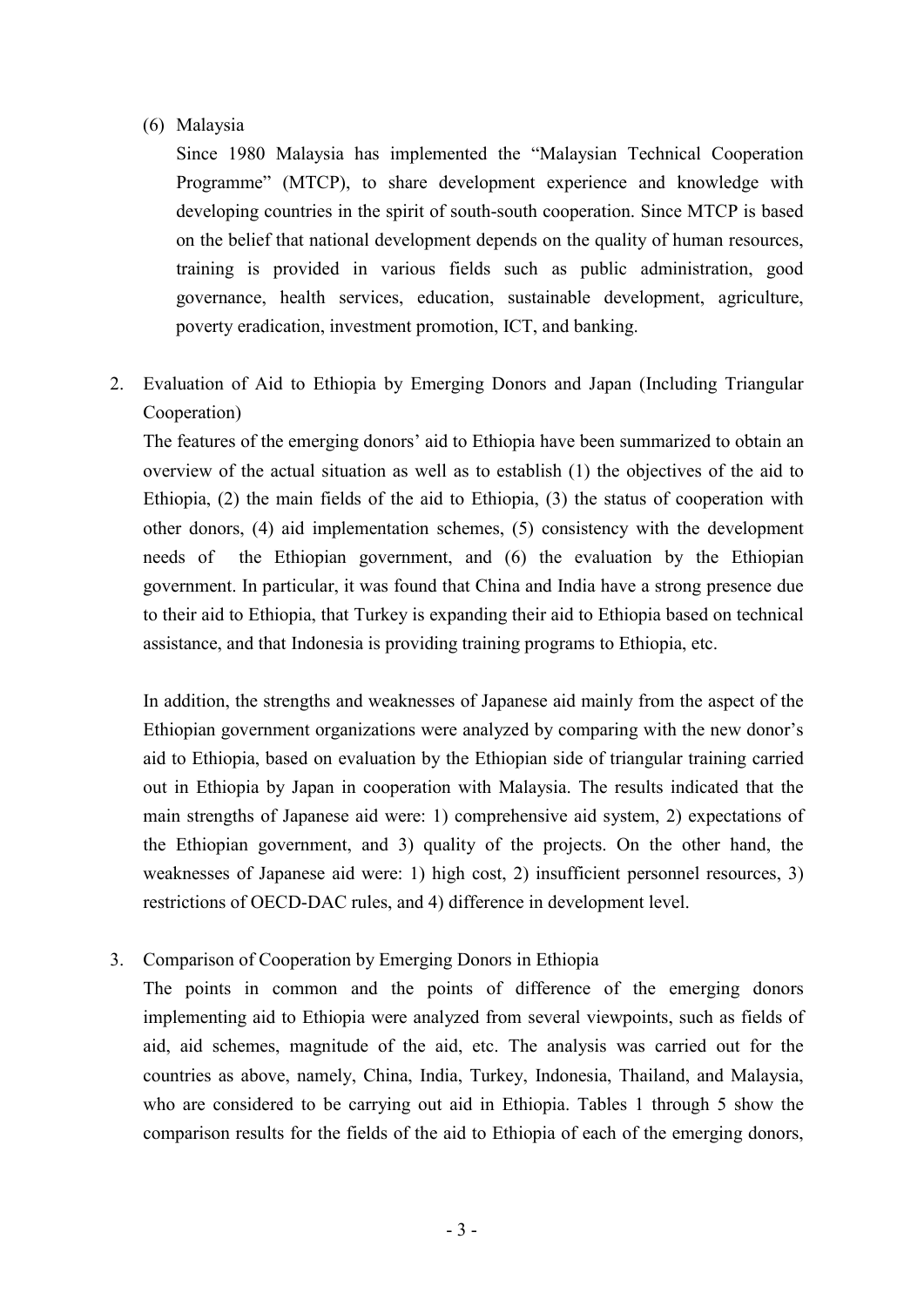(6) Malaysia

Since 1980 Malaysia has implemented the "Malaysian Technical Cooperation Programme" (MTCP), to share development experience and knowledge with developing countries in the spirit of south-south cooperation. Since MTCP is based on the belief that national development depends on the quality of human resources, training is provided in various fields such as public administration, good governance, health services, education, sustainable development, agriculture, poverty eradication, investment promotion, ICT, and banking.

2. Evaluation of Aid to Ethiopia by Emerging Donors and Japan (Including Triangular Cooperation)

The features of the emerging donors' aid to Ethiopia have been summarized to obtain an overview of the actual situation as well as to establish (1) the objectives of the aid to Ethiopia, (2) the main fields of the aid to Ethiopia, (3) the status of cooperation with other donors, (4) aid implementation schemes, (5) consistency with the development needs of the Ethiopian government, and (6) the evaluation by the Ethiopian government. In particular, it was found that China and India have a strong presence due to their aid to Ethiopia, that Turkey is expanding their aid to Ethiopia based on technical assistance, and that Indonesia is providing training programs to Ethiopia, etc.

In addition, the strengths and weaknesses of Japanese aid mainly from the aspect of the Ethiopian government organizations were analyzed by comparing with the new donor's aid to Ethiopia, based on evaluation by the Ethiopian side of triangular training carried out in Ethiopia by Japan in cooperation with Malaysia. The results indicated that the main strengths of Japanese aid were: 1) comprehensive aid system, 2) expectations of the Ethiopian government, and 3) quality of the projects. On the other hand, the weaknesses of Japanese aid were: 1) high cost, 2) insufficient personnel resources, 3) restrictions of OECD-DAC rules, and 4) difference in development level.

3. Comparison of Cooperation by Emerging Donors in Ethiopia

The points in common and the points of difference of the emerging donors implementing aid to Ethiopia were analyzed from several viewpoints, such as fields of aid, aid schemes, magnitude of the aid, etc. The analysis was carried out for the countries as above, namely, China, India, Turkey, Indonesia, Thailand, and Malaysia, who are considered to be carrying out aid in Ethiopia. Tables 1 through 5 show the comparison results for the fields of the aid to Ethiopia of each of the emerging donors,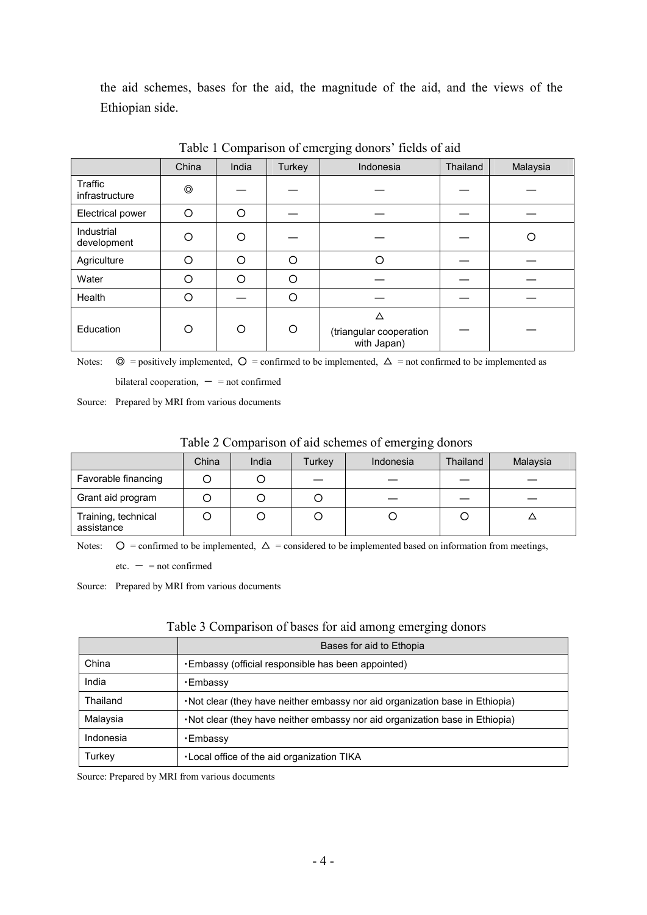the aid schemes, bases for the aid, the magnitude of the aid, and the views of the Ethiopian side.

Table 1 Comparison of emerging donors' fields of aid

| | China | India | Turkey | Indonesia | Thailand | Malaysia |
|---|---|---|---|---|---|---|
| Traffic infrastructure | ◎ | — | — | — | — | — |
| Electrical power | ○ | ○ | — | — | — | — |
| Industrial development | ○ | ○ | — | — | — | ○ |
| Agriculture | ○ | ○ | ○ | ○ | — | — |
| Water | ○ | ○ | ○ | — | — | — |
| Health | ○ | — | ○ | — | — | — |
| Education | ○ | ○ | ○ | △ (triangular cooperation with Japan) | — | — |

Notes: ◎ = positively implemented, ○ = confirmed to be implemented, △ = not confirmed to be implemented as bilateral cooperation, — = not confirmed

Source: Prepared by MRI from various documents

Table 2 Comparison of aid schemes of emerging donors

| | China | India | Turkey | Indonesia | Thailand | Malaysia |
|---|---|---|---|---|---|---|
| Favorable financing | ○ | ○ | — | — | — | — |
| Grant aid program | ○ | ○ | ○ | — | — | — |
| Training, technical assistance | ○ | ○ | ○ | ○ | ○ | △ |

Notes: ○ = confirmed to be implemented, △ = considered to be implemented based on information from meetings, etc. — = not confirmed

Source: Prepared by MRI from various documents

Table 3 Comparison of bases for aid among emerging donors

| | Bases for aid to Ethopia |
|---|---|
| China | ・Embassy (official responsible has been appointed) |
| India | ・Embassy |
| Thailand | ・Not clear (they have neither embassy nor aid organization base in Ethiopia) |
| Malaysia | ・Not clear (they have neither embassy nor aid organization base in Ethiopia) |
| Indonesia | ・Embassy |
| Turkey | ・Local office of the aid organization TIKA |

Source: Prepared by MRI from various documents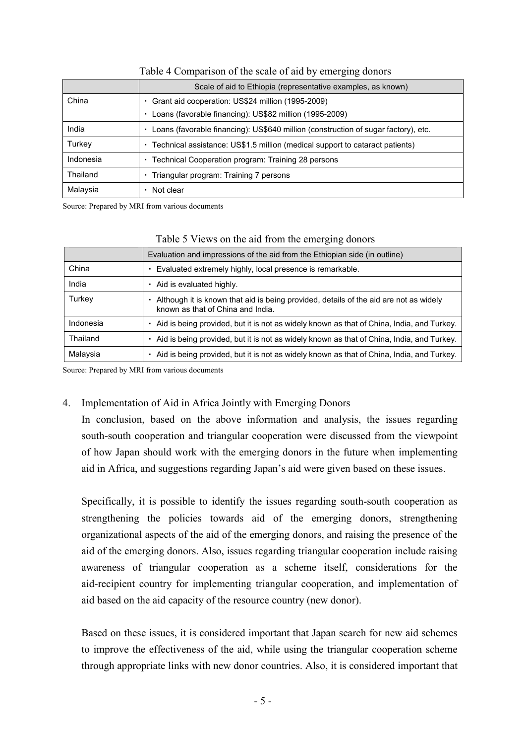Table 4 Comparison of the scale of aid by emerging donors

| | Scale of aid to Ethiopia (representative examples, as known) |
|---|---|
| China | ・ Grant aid cooperation: US$24 million (1995-2009)<br>・ Loans (favorable financing): US$82 million (1995-2009) |
| India | ・ Loans (favorable financing): US$640 million (construction of sugar factory), etc. |
| Turkey | ・ Technical assistance: US$1.5 million (medical support to cataract patients) |
| Indonesia | ・ Technical Cooperation program: Training 28 persons |
| Thailand | ・ Triangular program: Training 7 persons |
| Malaysia | ・ Not clear |

Source: Prepared by MRI from various documents

Table 5 Views on the aid from the emerging donors

| | Evaluation and impressions of the aid from the Ethiopian side (in outline) |
|---|---|
| China | ・ Evaluated extremely highly, local presence is remarkable. |
| India | ・ Aid is evaluated highly. |
| Turkey | ・ Although it is known that aid is being provided, details of the aid are not as widely known as that of China and India. |
| Indonesia | ・ Aid is being provided, but it is not as widely known as that of China, India, and Turkey. |
| Thailand | ・ Aid is being provided, but it is not as widely known as that of China, India, and Turkey. |
| Malaysia | ・ Aid is being provided, but it is not as widely known as that of China, India, and Turkey. |

Source: Prepared by MRI from various documents

4. Implementation of Aid in Africa Jointly with Emerging Donors

In conclusion, based on the above information and analysis, the issues regarding south-south cooperation and triangular cooperation were discussed from the viewpoint of how Japan should work with the emerging donors in the future when implementing aid in Africa, and suggestions regarding Japan's aid were given based on these issues.

Specifically, it is possible to identify the issues regarding south-south cooperation as strengthening the policies towards aid of the emerging donors, strengthening organizational aspects of the aid of the emerging donors, and raising the presence of the aid of the emerging donors. Also, issues regarding triangular cooperation include raising awareness of triangular cooperation as a scheme itself, considerations for the aid-recipient country for implementing triangular cooperation, and implementation of aid based on the aid capacity of the resource country (new donor).

Based on these issues, it is considered important that Japan search for new aid schemes to improve the effectiveness of the aid, while using the triangular cooperation scheme through appropriate links with new donor countries. Also, it is considered important that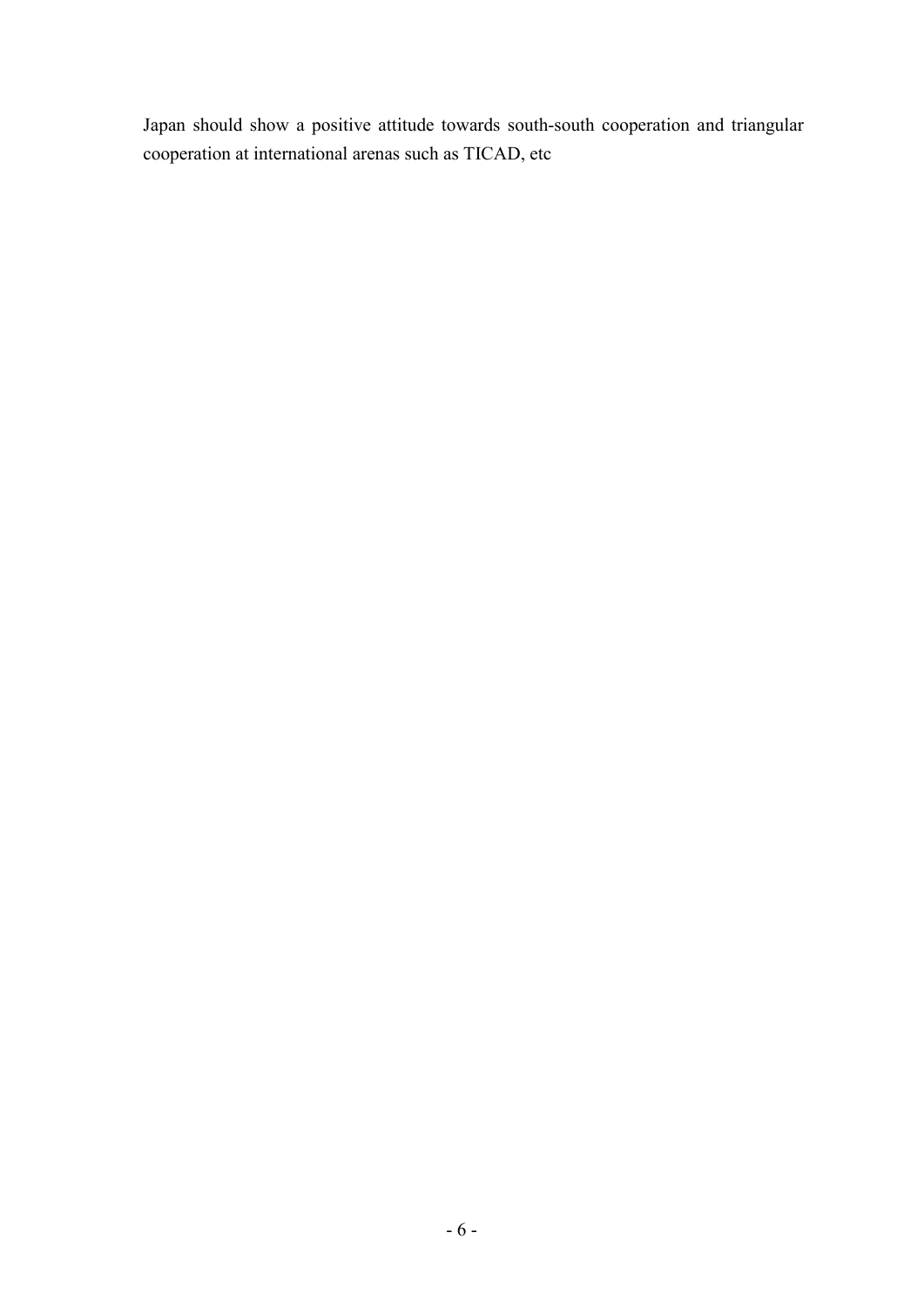Japan should show a positive attitude towards south-south cooperation and triangular cooperation at international arenas such as TICAD, etc